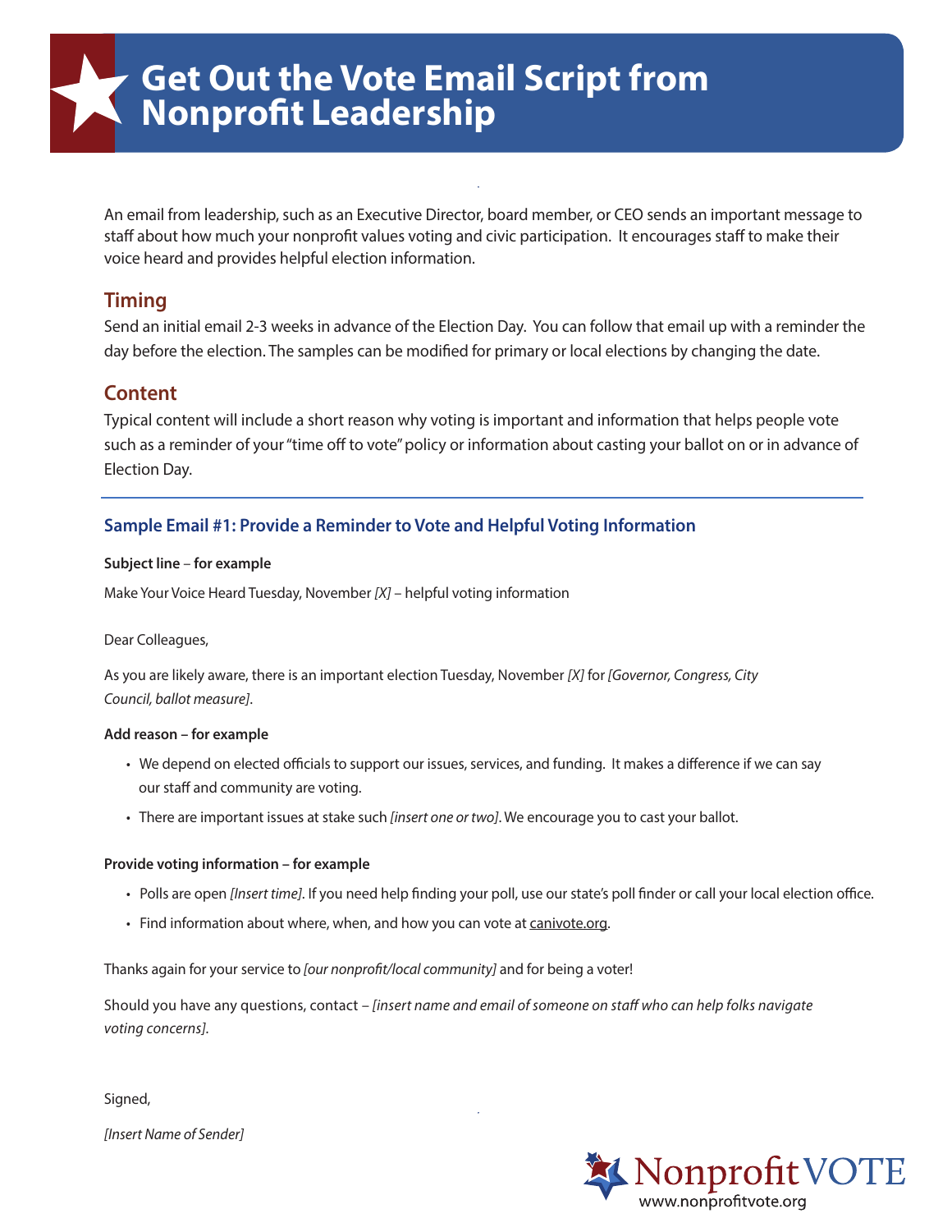# Get Out the Vote Email Script from Nonprofit Leadership

An email from leadership, such as an Executive Director, board member, or CEO sends an important message to staff about how much your nonprofit values voting and civic participation. It encourages staff to make their voice heard and provides helpful election information.

## Timing

Send an initial email 2-3 weeks in advance of the Election Day. You can follow that email up with a reminder the day before the election. The samples can be modified for primary or local elections by changing the date.

## Content

Typical content will include a short reason why voting is important and information that helps people vote such as a reminder of your "time off to vote" policy or information about casting your ballot on or in advance of Election Day.

---

### Sample Email #1: Provide a Reminder to Vote and Helpful Voting Information

**Subject line – for example**

Make Your Voice Heard Tuesday, November *[X]* – helpful voting information

Dear Colleagues,

As you are likely aware, there is an important election Tuesday, November *[X]* for *[Governor, Congress, City Council, ballot measure]*.

**Add reason – for example**

- We depend on elected officials to support our issues, services, and funding. It makes a difference if we can say our staff and community are voting.
- There are important issues at stake such *[insert one or two]*. We encourage you to cast your ballot.

**Provide voting information – for example**

- Polls are open *[Insert time]*. If you need help finding your poll, use our state's poll finder or call your local election office.
- Find information about where, when, and how you can vote at canivote.org.

Thanks again for your service to *[our nonprofit/local community]* and for being a voter!

Should you have any questions, contact – *[insert name and email of someone on staff who can help folks navigate voting concerns]*.

Signed,

*[Insert Name of Sender]*

Nonprofit VOTE
www.nonprofitvote.org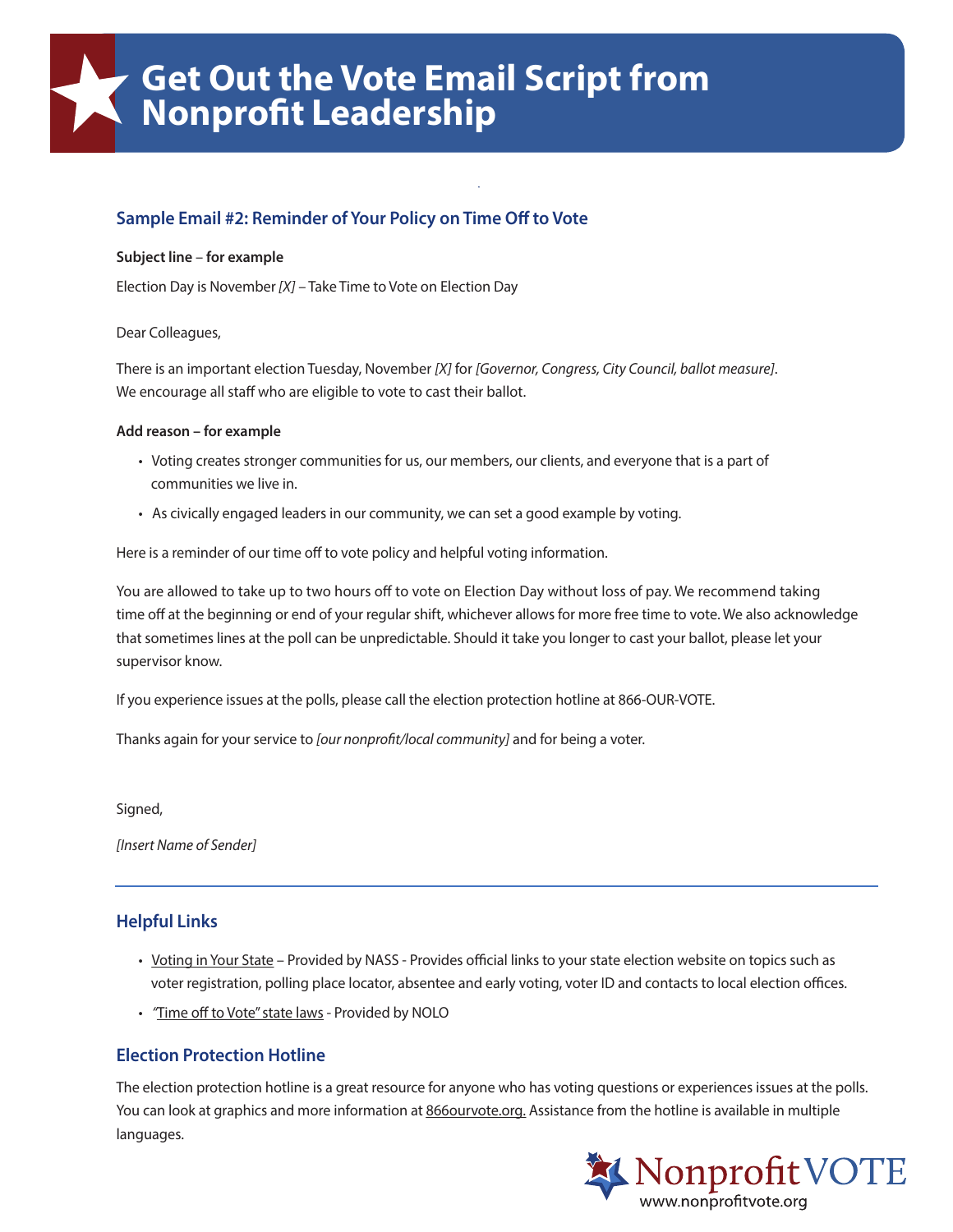# Get Out the Vote Email Script from Nonprofit Leadership

## Sample Email #2: Reminder of Your Policy on Time Off to Vote

**Subject line – for example**

Election Day is November *[X]* – Take Time to Vote on Election Day

Dear Colleagues,

There is an important election Tuesday, November *[X]* for *[Governor, Congress, City Council, ballot measure]*. We encourage all staff who are eligible to vote to cast their ballot.

**Add reason – for example**

- Voting creates stronger communities for us, our members, our clients, and everyone that is a part of communities we live in.
- As civically engaged leaders in our community, we can set a good example by voting.

Here is a reminder of our time off to vote policy and helpful voting information.

You are allowed to take up to two hours off to vote on Election Day without loss of pay. We recommend taking time off at the beginning or end of your regular shift, whichever allows for more free time to vote. We also acknowledge that sometimes lines at the poll can be unpredictable. Should it take you longer to cast your ballot, please let your supervisor know.

If you experience issues at the polls, please call the election protection hotline at 866-OUR-VOTE.

Thanks again for your service to *[our nonprofit/local community]* and for being a voter.

Signed,

*[Insert Name of Sender]*

---

## Helpful Links

- Voting in Your State – Provided by NASS - Provides official links to your state election website on topics such as voter registration, polling place locator, absentee and early voting, voter ID and contacts to local election offices.
- *"*Time off to Vote" state laws - Provided by NOLO

## Election Protection Hotline

The election protection hotline is a great resource for anyone who has voting questions or experiences issues at the polls. You can look at graphics and more information at 866ourvote.org. Assistance from the hotline is available in multiple languages.

Nonprofit VOTE
www.nonprofitvote.org